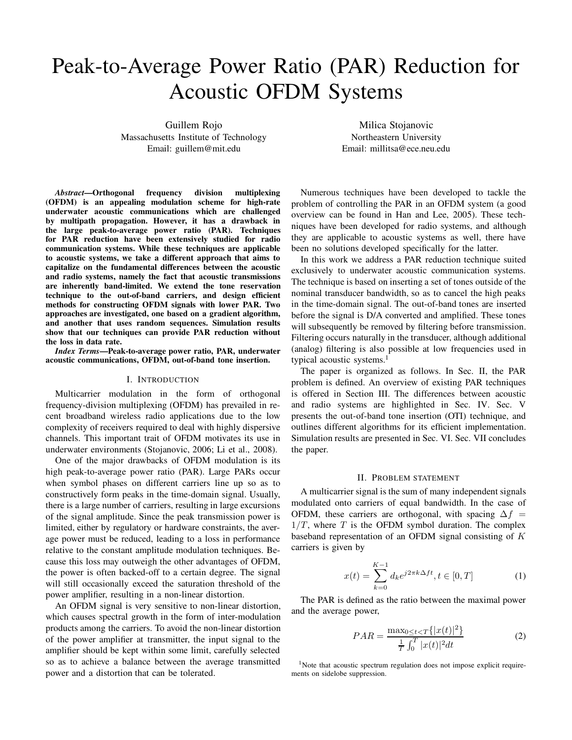# Peak-to-Average Power Ratio (PAR) Reduction for Acoustic OFDM Systems

Guillem Rojo
Massachusetts Institute of Technology
Email: guillem@mit.edu

Milica Stojanovic
Northeastern University
Email: millitsa@ece.neu.edu

***Abstract*—Orthogonal frequency division multiplexing (OFDM) is an appealing modulation scheme for high-rate underwater acoustic communications which are challenged by multipath propagation. However, it has a drawback in the large peak-to-average power ratio (PAR). Techniques for PAR reduction have been extensively studied for radio communication systems. While these techniques are applicable to acoustic systems, we take a different approach that aims to capitalize on the fundamental differences between the acoustic and radio systems, namely the fact that acoustic transmissions are inherently band-limited. We extend the tone reservation technique to the out-of-band carriers, and design efficient methods for constructing OFDM signals with lower PAR. Two approaches are investigated, one based on a gradient algorithm, and another that uses random sequences. Simulation results show that our techniques can provide PAR reduction without the loss in data rate.**

***Index Terms*—Peak-to-average power ratio, PAR, underwater acoustic communications, OFDM, out-of-band tone insertion.**

## I. Introduction

Multicarrier modulation in the form of orthogonal frequency-division multiplexing (OFDM) has prevailed in recent broadband wireless radio applications due to the low complexity of receivers required to deal with highly dispersive channels. This important trait of OFDM motivates its use in underwater environments (Stojanovic, 2006; Li et al., 2008).

One of the major drawbacks of OFDM modulation is its high peak-to-average power ratio (PAR). Large PARs occur when symbol phases on different carriers line up so as to constructively form peaks in the time-domain signal. Usually, there is a large number of carriers, resulting in large excursions of the signal amplitude. Since the peak transmission power is limited, either by regulatory or hardware constraints, the average power must be reduced, leading to a loss in performance relative to the constant amplitude modulation techniques. Because this loss may outweigh the other advantages of OFDM, the power is often backed-off to a certain degree. The signal will still occasionally exceed the saturation threshold of the power amplifier, resulting in a non-linear distortion.

An OFDM signal is very sensitive to non-linear distortion, which causes spectral growth in the form of inter-modulation products among the carriers. To avoid the non-linear distortion of the power amplifier at transmitter, the input signal to the amplifier should be kept within some limit, carefully selected so as to achieve a balance between the average transmitted power and a distortion that can be tolerated.

Numerous techniques have been developed to tackle the problem of controlling the PAR in an OFDM system (a good overview can be found in Han and Lee, 2005). These techniques have been developed for radio systems, and although they are applicable to acoustic systems as well, there have been no solutions developed specifically for the latter.

In this work we address a PAR reduction technique suited exclusively to underwater acoustic communication systems. The technique is based on inserting a set of tones outside of the nominal transducer bandwidth, so as to cancel the high peaks in the time-domain signal. The out-of-band tones are inserted before the signal is D/A converted and amplified. These tones will subsequently be removed by filtering before transmission. Filtering occurs naturally in the transducer, although additional (analog) filtering is also possible at low frequencies used in typical acoustic systems.[1]

The paper is organized as follows. In Sec. II, the PAR problem is defined. An overview of existing PAR techniques is offered in Section III. The differences between acoustic and radio systems are highlighted in Sec. IV. Sec. V presents the out-of-band tone insertion (OTI) technique, and outlines different algorithms for its efficient implementation. Simulation results are presented in Sec. VI. Sec. VII concludes the paper.

## II. Problem statement

A multicarrier signal is the sum of many independent signals modulated onto carriers of equal bandwidth. In the case of OFDM, these carriers are orthogonal, with spacing $\Delta f = 1/T$, where $T$ is the OFDM symbol duration. The complex baseband representation of an OFDM signal consisting of $K$ carriers is given by

$$x(t) = \sum_{k=0}^{K-1} d_k e^{j2\pi k \Delta f t}, t \in [0, T] \tag{1}$$

The PAR is defined as the ratio between the maximal power and the average power,

$$PAR = \frac{\max_{0 \leq t < T}\{|x(t)|^2\}}{\frac{1}{T}\int_0^T |x(t)|^2 dt} \tag{2}$$

[1] Note that acoustic spectrum regulation does not impose explicit requirements on sidelobe suppression.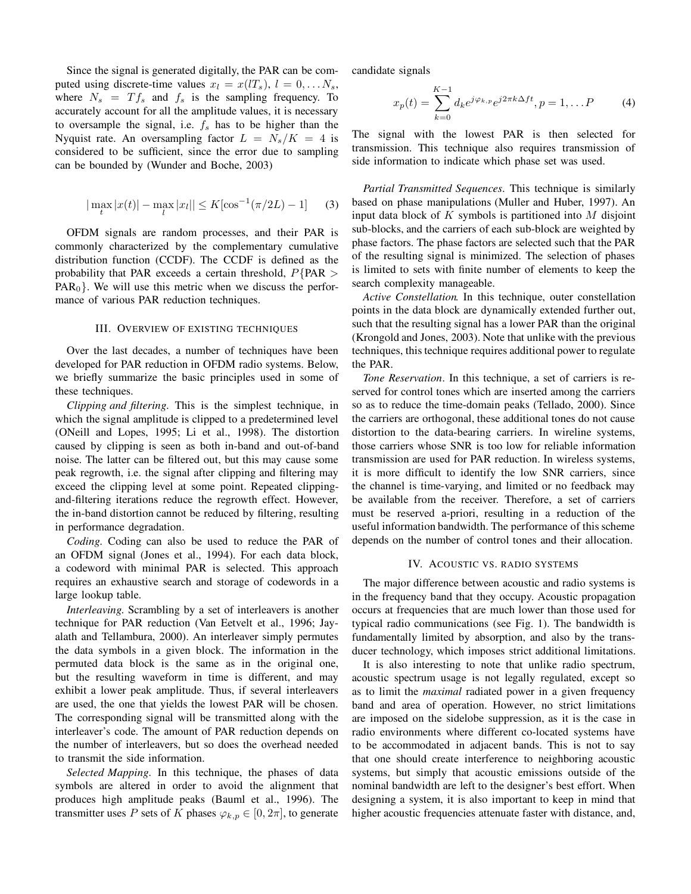Since the signal is generated digitally, the PAR can be computed using discrete-time values $x_l = x(lT_s)$, $l = 0, \ldots N_s$, where $N_s = Tf_s$ and $f_s$ is the sampling frequency. To accurately account for all the amplitude values, it is necessary to oversample the signal, i.e. $f_s$ has to be higher than the Nyquist rate. An oversampling factor $L = N_s/K = 4$ is considered to be sufficient, since the error due to sampling can be bounded by (Wunder and Boche, 2003)

$$|\max_t |x(t)| - \max_l |x_l|| \leq K[\cos^{-1}(\pi/2L) - 1] \quad (3)$$

OFDM signals are random processes, and their PAR is commonly characterized by the complementary cumulative distribution function (CCDF). The CCDF is defined as the probability that PAR exceeds a certain threshold, $P\{\text{PAR} > \text{PAR}_0\}$. We will use this metric when we discuss the performance of various PAR reduction techniques.

## III. Overview of existing techniques

Over the last decades, a number of techniques have been developed for PAR reduction in OFDM radio systems. Below, we briefly summarize the basic principles used in some of these techniques.

*Clipping and filtering*. This is the simplest technique, in which the signal amplitude is clipped to a predetermined level (ONeill and Lopes, 1995; Li et al., 1998). The distortion caused by clipping is seen as both in-band and out-of-band noise. The latter can be filtered out, but this may cause some peak regrowth, i.e. the signal after clipping and filtering may exceed the clipping level at some point. Repeated clipping-and-filtering iterations reduce the regrowth effect. However, the in-band distortion cannot be reduced by filtering, resulting in performance degradation.

*Coding*. Coding can also be used to reduce the PAR of an OFDM signal (Jones et al., 1994). For each data block, a codeword with minimal PAR is selected. This approach requires an exhaustive search and storage of codewords in a large lookup table.

*Interleaving*. Scrambling by a set of interleavers is another technique for PAR reduction (Van Eetvelt et al., 1996; Jayalath and Tellambura, 2000). An interleaver simply permutes the data symbols in a given block. The information in the permuted data block is the same as in the original one, but the resulting waveform in time is different, and may exhibit a lower peak amplitude. Thus, if several interleavers are used, the one that yields the lowest PAR will be chosen. The corresponding signal will be transmitted along with the interleaver's code. The amount of PAR reduction depends on the number of interleavers, but so does the overhead needed to transmit the side information.

*Selected Mapping*. In this technique, the phases of data symbols are altered in order to avoid the alignment that produces high amplitude peaks (Bauml et al., 1996). The transmitter uses $P$ sets of $K$ phases $\varphi_{k,p} \in [0, 2\pi]$, to generate candidate signals

$$x_p(t) = \sum_{k=0}^{K-1} d_k e^{j\varphi_{k,p}} e^{j2\pi k \Delta f t}, p = 1, \ldots P \quad (4)$$

The signal with the lowest PAR is then selected for transmission. This technique also requires transmission of side information to indicate which phase set was used.

*Partial Transmitted Sequences*. This technique is similarly based on phase manipulations (Muller and Huber, 1997). An input data block of $K$ symbols is partitioned into $M$ disjoint sub-blocks, and the carriers of each sub-block are weighted by phase factors. The phase factors are selected such that the PAR of the resulting signal is minimized. The selection of phases is limited to sets with finite number of elements to keep the search complexity manageable.

*Active Constellation*. In this technique, outer constellation points in the data block are dynamically extended further out, such that the resulting signal has a lower PAR than the original (Krongold and Jones, 2003). Note that unlike with the previous techniques, this technique requires additional power to regulate the PAR.

*Tone Reservation*. In this technique, a set of carriers is reserved for control tones which are inserted among the carriers so as to reduce the time-domain peaks (Tellado, 2000). Since the carriers are orthogonal, these additional tones do not cause distortion to the data-bearing carriers. In wireline systems, those carriers whose SNR is too low for reliable information transmission are used for PAR reduction. In wireless systems, it is more difficult to identify the low SNR carriers, since the channel is time-varying, and limited or no feedback may be available from the receiver. Therefore, a set of carriers must be reserved a-priori, resulting in a reduction of the useful information bandwidth. The performance of this scheme depends on the number of control tones and their allocation.

## IV. Acoustic vs. radio systems

The major difference between acoustic and radio systems is in the frequency band that they occupy. Acoustic propagation occurs at frequencies that are much lower than those used for typical radio communications (see Fig. 1). The bandwidth is fundamentally limited by absorption, and also by the transducer technology, which imposes strict additional limitations.

It is also interesting to note that unlike radio spectrum, acoustic spectrum usage is not legally regulated, except so as to limit the *maximal* radiated power in a given frequency band and area of operation. However, no strict limitations are imposed on the sidelobe suppression, as it is the case in radio environments where different co-located systems have to be accommodated in adjacent bands. This is not to say that one should create interference to neighboring acoustic systems, but simply that acoustic emissions outside of the nominal bandwidth are left to the designer's best effort. When designing a system, it is also important to keep in mind that higher acoustic frequencies attenuate faster with distance, and,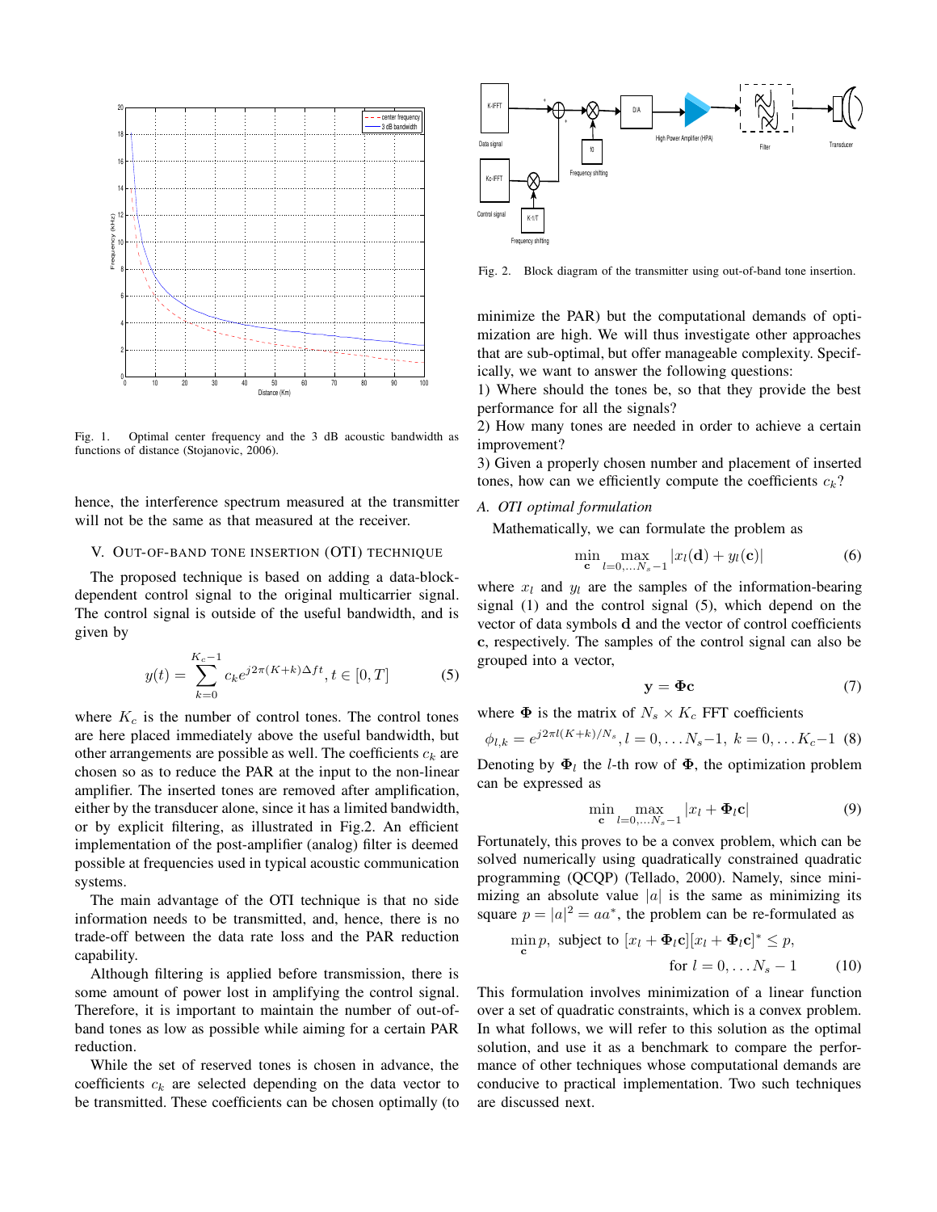Fig. 1. Optimal center frequency and the 3 dB acoustic bandwidth as functions of distance (Stojanovic, 2006).

hence, the interference spectrum measured at the transmitter will not be the same as that measured at the receiver.

## V. Out-of-band tone insertion (OTI) technique

The proposed technique is based on adding a data-block-dependent control signal to the original multicarrier signal. The control signal is outside of the useful bandwidth, and is given by

$$y(t) = \sum_{k=0}^{K_c-1} c_k e^{j2\pi(K+k)\Delta f t}, t \in [0, T] \tag{5}$$

where $K_c$ is the number of control tones. The control tones are here placed immediately above the useful bandwidth, but other arrangements are possible as well. The coefficients $c_k$ are chosen so as to reduce the PAR at the input to the non-linear amplifier. The inserted tones are removed after amplification, either by the transducer alone, since it has a limited bandwidth, or by explicit filtering, as illustrated in Fig.2. An efficient implementation of the post-amplifier (analog) filter is deemed possible at frequencies used in typical acoustic communication systems.

The main advantage of the OTI technique is that no side information needs to be transmitted, and, hence, there is no trade-off between the data rate loss and the PAR reduction capability.

Although filtering is applied before transmission, there is some amount of power lost in amplifying the control signal. Therefore, it is important to maintain the number of out-of-band tones as low as possible while aiming for a certain PAR reduction.

While the set of reserved tones is chosen in advance, the coefficients $c_k$ are selected depending on the data vector to be transmitted. These coefficients can be chosen optimally (to minimize the PAR) but the computational demands of optimization are high. We will thus investigate other approaches that are sub-optimal, but offer manageable complexity. Specifically, we want to answer the following questions:

1) Where should the tones be, so that they provide the best performance for all the signals?
2) How many tones are needed in order to achieve a certain improvement?
3) Given a properly chosen number and placement of inserted tones, how can we efficiently compute the coefficients $c_k$?

Fig. 2. Block diagram of the transmitter using out-of-band tone insertion.

### A. OTI optimal formulation

Mathematically, we can formulate the problem as

$$\min_{\mathbf{c}} \max_{l=0,\ldots N_s-1} |x_l(\mathbf{d}) + y_l(\mathbf{c})| \tag{6}$$

where $x_l$ and $y_l$ are the samples of the information-bearing signal (1) and the control signal (5), which depend on the vector of data symbols $\mathbf{d}$ and the vector of control coefficients $\mathbf{c}$, respectively. The samples of the control signal can also be grouped into a vector,

$$\mathbf{y} = \mathbf{\Phi c} \tag{7}$$

where $\mathbf{\Phi}$ is the matrix of $N_s \times K_c$ FFT coefficients

$$\phi_{l,k} = e^{j2\pi l(K+k)/N_s}, l = 0, \ldots N_s{-}1, \; k = 0, \ldots K_c{-}1 \tag{8}$$

Denoting by $\mathbf{\Phi}_l$ the $l$-th row of $\mathbf{\Phi}$, the optimization problem can be expressed as

$$\min_{\mathbf{c}} \max_{l=0,\ldots N_s-1} |x_l + \mathbf{\Phi}_l \mathbf{c}| \tag{9}$$

Fortunately, this proves to be a convex problem, which can be solved numerically using quadratically constrained quadratic programming (QCQP) (Tellado, 2000). Namely, since minimizing an absolute value $|a|$ is the same as minimizing its square $p = |a|^2 = aa^*$, the problem can be re-formulated as

$$\min_{\mathbf{c}} p, \text{ subject to } [x_l + \mathbf{\Phi}_l \mathbf{c}][x_l + \mathbf{\Phi}_l \mathbf{c}]^* \le p, \quad \text{for } l = 0, \ldots N_s - 1 \tag{10}$$

This formulation involves minimization of a linear function over a set of quadratic constraints, which is a convex problem. In what follows, we will refer to this solution as the optimal solution, and use it as a benchmark to compare the performance of other techniques whose computational demands are conducive to practical implementation. Two such techniques are discussed next.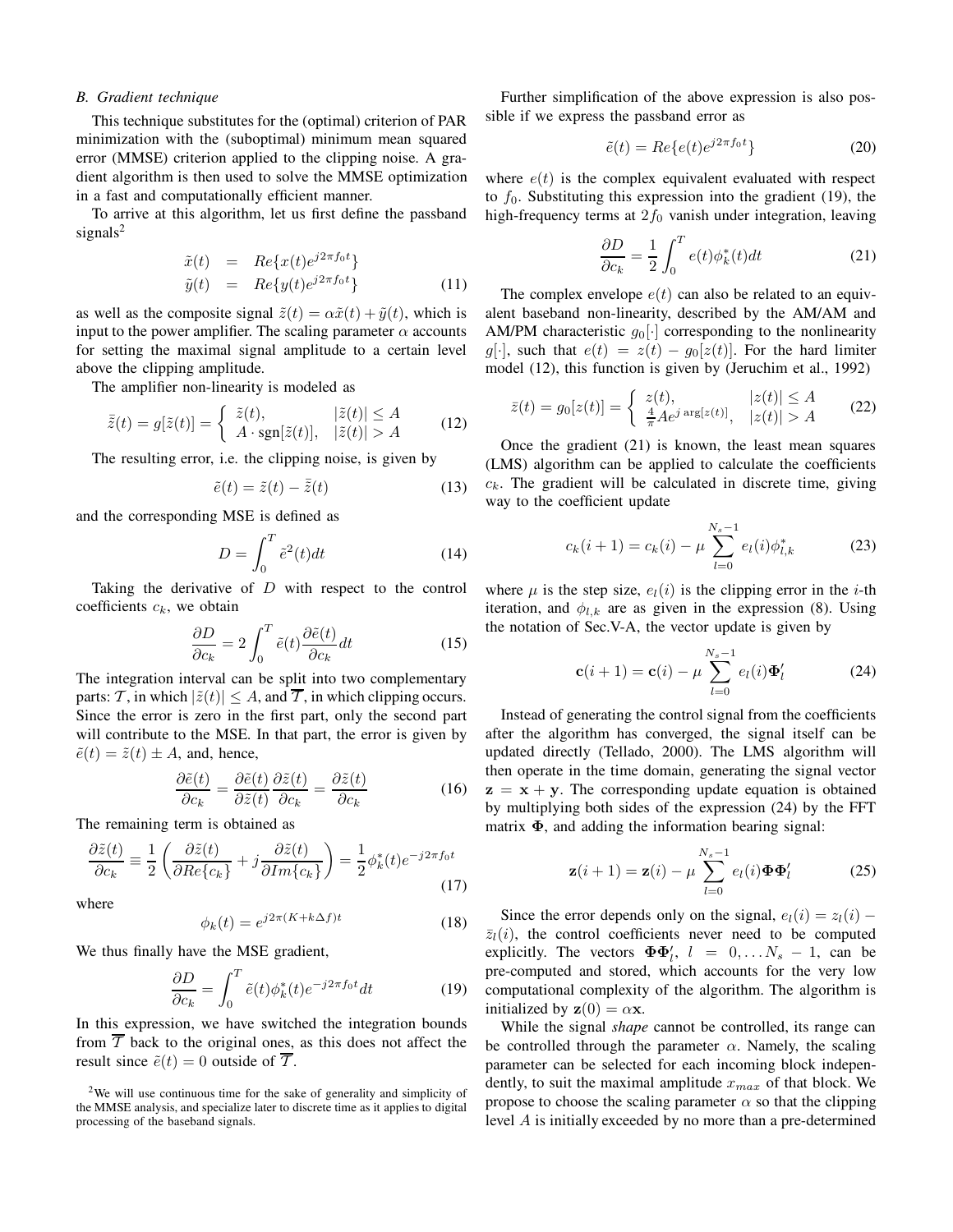### B. Gradient technique

This technique substitutes for the (optimal) criterion of PAR minimization with the (suboptimal) minimum mean squared error (MMSE) criterion applied to the clipping noise. A gradient algorithm is then used to solve the MMSE optimization in a fast and computationally efficient manner.

To arrive at this algorithm, let us first define the passband signals[2]

$$
\begin{aligned}
\tilde{x}(t) &= Re\{x(t)e^{j2\pi f_0 t}\} \\
\tilde{y}(t) &= Re\{y(t)e^{j2\pi f_0 t}\}
\end{aligned}
\tag{11}
$$

as well as the composite signal $\tilde{z}(t) = \alpha\tilde{x}(t) + \tilde{y}(t)$, which is input to the power amplifier. The scaling parameter $\alpha$ accounts for setting the maximal signal amplitude to a certain level above the clipping amplitude.

The amplifier non-linearity is modeled as

$$
\bar{\tilde{z}}(t) = g[\tilde{z}(t)] = \begin{cases} \tilde{z}(t), & |\tilde{z}(t)| \le A \\ A \cdot \mathrm{sgn}[\tilde{z}(t)], & |\tilde{z}(t)| > A \end{cases} \tag{12}
$$

The resulting error, i.e. the clipping noise, is given by

$$
\tilde{e}(t) = \tilde{z}(t) - \bar{\tilde{z}}(t) \tag{13}
$$

and the corresponding MSE is defined as

$$
D = \int_0^T \tilde{e}^2(t)dt \tag{14}
$$

Taking the derivative of $D$ with respect to the control coefficients $c_k$, we obtain

$$
\frac{\partial D}{\partial c_k} = 2\int_0^T \tilde{e}(t)\frac{\partial \tilde{e}(t)}{\partial c_k}dt \tag{15}
$$

The integration interval can be split into two complementary parts: $\mathcal{T}$, in which $|\tilde{z}(t)| \le A$, and $\overline{\mathcal{T}}$, in which clipping occurs. Since the error is zero in the first part, only the second part will contribute to the MSE. In that part, the error is given by $\tilde{e}(t) = \tilde{z}(t) \pm A$, and, hence,

$$
\frac{\partial \tilde{e}(t)}{\partial c_k} = \frac{\partial \tilde{e}(t)}{\partial \tilde{z}(t)}\frac{\partial \tilde{z}(t)}{\partial c_k} = \frac{\partial \tilde{z}(t)}{\partial c_k} \tag{16}
$$

The remaining term is obtained as

$$
\frac{\partial \tilde{z}(t)}{\partial c_k} \equiv \frac{1}{2}\left(\frac{\partial \tilde{z}(t)}{\partial Re\{c_k\}} + j\frac{\partial \tilde{z}(t)}{\partial Im\{c_k\}}\right) = \frac{1}{2}\phi_k^*(t)e^{-j2\pi f_0 t} \tag{17}
$$

where

$$
\phi_k(t) = e^{j2\pi(K+k\Delta f)t} \tag{18}
$$

We thus finally have the MSE gradient,

$$
\frac{\partial D}{\partial c_k} = \int_0^T \tilde{e}(t)\phi_k^*(t)e^{-j2\pi f_0 t}dt \tag{19}
$$

In this expression, we have switched the integration bounds from $\overline{\mathcal{T}}$ back to the original ones, as this does not affect the result since $\tilde{e}(t) = 0$ outside of $\overline{\mathcal{T}}$.

[2] We will use continuous time for the sake of generality and simplicity of the MMSE analysis, and specialize later to discrete time as it applies to digital processing of the baseband signals.

Further simplification of the above expression is also possible if we express the passband error as

$$
\tilde{e}(t) = Re\{e(t)e^{j2\pi f_0 t}\} \tag{20}
$$

where $e(t)$ is the complex equivalent evaluated with respect to $f_0$. Substituting this expression into the gradient (19), the high-frequency terms at $2f_0$ vanish under integration, leaving

$$
\frac{\partial D}{\partial c_k} = \frac{1}{2}\int_0^T e(t)\phi_k^*(t)dt \tag{21}
$$

The complex envelope $e(t)$ can also be related to an equivalent baseband non-linearity, described by the AM/AM and AM/PM characteristic $g_0[\cdot]$ corresponding to the nonlinearity $g[\cdot]$, such that $e(t) = z(t) - g_0[z(t)]$. For the hard limiter model (12), this function is given by (Jeruchim et al., 1992)

$$
\bar{z}(t) = g_0[z(t)] = \begin{cases} z(t), & |z(t)| \le A \\ \frac{4}{\pi}Ae^{j\arg[z(t)]}, & |z(t)| > A \end{cases} \tag{22}
$$

Once the gradient (21) is known, the least mean squares (LMS) algorithm can be applied to calculate the coefficients $c_k$. The gradient will be calculated in discrete time, giving way to the coefficient update

$$
c_k(i+1) = c_k(i) - \mu\sum_{l=0}^{N_s-1} e_l(i)\phi_{l,k}^* \tag{23}
$$

where $\mu$ is the step size, $e_l(i)$ is the clipping error in the $i$-th iteration, and $\phi_{l,k}$ are as given in the expression (8). Using the notation of Sec.V-A, the vector update is given by

$$
\mathbf{c}(i+1) = \mathbf{c}(i) - \mu\sum_{l=0}^{N_s-1} e_l(i)\mathbf{\Phi}_l' \tag{24}
$$

Instead of generating the control signal from the coefficients after the algorithm has converged, the signal itself can be updated directly (Tellado, 2000). The LMS algorithm will then operate in the time domain, generating the signal vector $\mathbf{z} = \mathbf{x} + \mathbf{y}$. The corresponding update equation is obtained by multiplying both sides of the expression (24) by the FFT matrix $\mathbf{\Phi}$, and adding the information bearing signal:

$$
\mathbf{z}(i+1) = \mathbf{z}(i) - \mu\sum_{l=0}^{N_s-1} e_l(i)\mathbf{\Phi}\mathbf{\Phi}_l' \tag{25}
$$

Since the error depends only on the signal, $e_l(i) = z_l(i) - \bar{z}_l(i)$, the control coefficients never need to be computed explicitly. The vectors $\mathbf{\Phi}\mathbf{\Phi}_l'$, $l = 0, \ldots N_s - 1$, can be pre-computed and stored, which accounts for the very low computational complexity of the algorithm. The algorithm is initialized by $\mathbf{z}(0) = \alpha\mathbf{x}$.

While the signal *shape* cannot be controlled, its range can be controlled through the parameter $\alpha$. Namely, the scaling parameter can be selected for each incoming block independently, to suit the maximal amplitude $x_{max}$ of that block. We propose to choose the scaling parameter $\alpha$ so that the clipping level $A$ is initially exceeded by no more than a pre-determined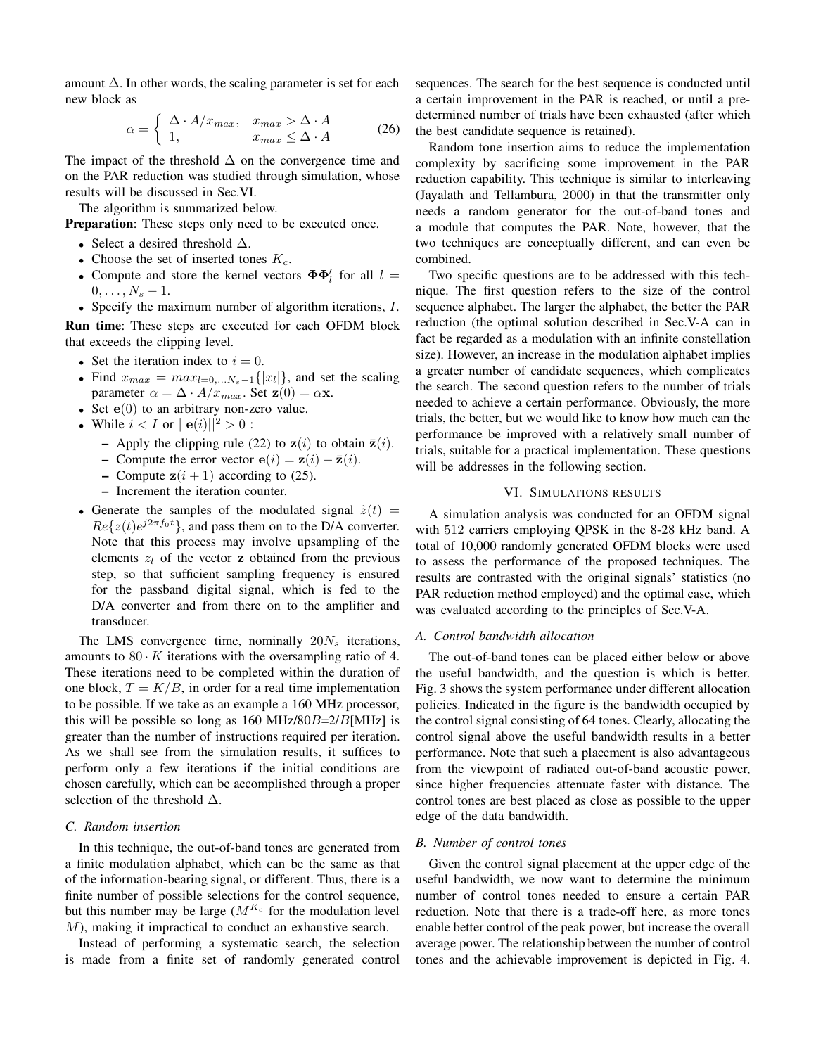amount $\Delta$. In other words, the scaling parameter is set for each new block as

$$\alpha = \begin{cases} \Delta \cdot A / x_{max}, & x_{max} > \Delta \cdot A \\ 1, & x_{max} \leq \Delta \cdot A \end{cases} \tag{26}$$

The impact of the threshold $\Delta$ on the convergence time and on the PAR reduction was studied through simulation, whose results will be discussed in Sec.VI.

The algorithm is summarized below.

**Preparation**: These steps only need to be executed once.

- Select a desired threshold $\Delta$.
- Choose the set of inserted tones $K_c$.
- Compute and store the kernel vectors $\mathbf{\Phi\Phi}'_l$ for all $l = 0, \ldots, N_s - 1$.
- Specify the maximum number of algorithm iterations, $I$.

**Run time**: These steps are executed for each OFDM block that exceeds the clipping level.

- Set the iteration index to $i = 0$.
- Find $x_{max} = max_{l=0,\ldots N_s-1}\{|x_l|\}$, and set the scaling parameter $\alpha = \Delta \cdot A / x_{max}$. Set $\mathbf{z}(0) = \alpha \mathbf{x}$.
- Set $\mathbf{e}(0)$ to an arbitrary non-zero value.
- While $i < I$ or $||\mathbf{e}(i)||^2 > 0$ :
  - Apply the clipping rule (22) to $\mathbf{z}(i)$ to obtain $\bar{\mathbf{z}}(i)$.
  - Compute the error vector $\mathbf{e}(i) = \mathbf{z}(i) - \bar{\mathbf{z}}(i)$.
  - Compute $\mathbf{z}(i + 1)$ according to (25).
  - Increment the iteration counter.
- Generate the samples of the modulated signal $\tilde{z}(t) = Re\{z(t)e^{j2\pi f_0 t}\}$, and pass them on to the D/A converter. Note that this process may involve upsampling of the elements $z_l$ of the vector $\mathbf{z}$ obtained from the previous step, so that sufficient sampling frequency is ensured for the passband digital signal, which is fed to the D/A converter and from there on to the amplifier and transducer.

The LMS convergence time, nominally $20N_s$ iterations, amounts to $80 \cdot K$ iterations with the oversampling ratio of 4. These iterations need to be completed within the duration of one block, $T = K/B$, in order for a real time implementation to be possible. If we take as an example a 160 MHz processor, this will be possible so long as 160 MHz/80$B$=2/$B$[MHz] is greater than the number of instructions required per iteration. As we shall see from the simulation results, it suffices to perform only a few iterations if the initial conditions are chosen carefully, which can be accomplished through a proper selection of the threshold $\Delta$.

### C. Random insertion

In this technique, the out-of-band tones are generated from a finite modulation alphabet, which can be the same as that of the information-bearing signal, or different. Thus, there is a finite number of possible selections for the control sequence, but this number may be large ($M^{K_c}$ for the modulation level $M$), making it impractical to conduct an exhaustive search.

Instead of performing a systematic search, the selection is made from a finite set of randomly generated control sequences. The search for the best sequence is conducted until a certain improvement in the PAR is reached, or until a predetermined number of trials have been exhausted (after which the best candidate sequence is retained).

Random tone insertion aims to reduce the implementation complexity by sacrificing some improvement in the PAR reduction capability. This technique is similar to interleaving (Jayalath and Tellambura, 2000) in that the transmitter only needs a random generator for the out-of-band tones and a module that computes the PAR. Note, however, that the two techniques are conceptually different, and can even be combined.

Two specific questions are to be addressed with this technique. The first question refers to the size of the control sequence alphabet. The larger the alphabet, the better the PAR reduction (the optimal solution described in Sec.V-A can in fact be regarded as a modulation with an infinite constellation size). However, an increase in the modulation alphabet implies a greater number of candidate sequences, which complicates the search. The second question refers to the number of trials needed to achieve a certain performance. Obviously, the more trials, the better, but we would like to know how much can the performance be improved with a relatively small number of trials, suitable for a practical implementation. These questions will be addresses in the following section.

## VI. Simulations results

A simulation analysis was conducted for an OFDM signal with 512 carriers employing QPSK in the 8-28 kHz band. A total of 10,000 randomly generated OFDM blocks were used to assess the performance of the proposed techniques. The results are contrasted with the original signals' statistics (no PAR reduction method employed) and the optimal case, which was evaluated according to the principles of Sec.V-A.

### A. Control bandwidth allocation

The out-of-band tones can be placed either below or above the useful bandwidth, and the question is which is better. Fig. 3 shows the system performance under different allocation policies. Indicated in the figure is the bandwidth occupied by the control signal consisting of 64 tones. Clearly, allocating the control signal above the useful bandwidth results in a better performance. Note that such a placement is also advantageous from the viewpoint of radiated out-of-band acoustic power, since higher frequencies attenuate faster with distance. The control tones are best placed as close as possible to the upper edge of the data bandwidth.

### B. Number of control tones

Given the control signal placement at the upper edge of the useful bandwidth, we now want to determine the minimum number of control tones needed to ensure a certain PAR reduction. Note that there is a trade-off here, as more tones enable better control of the peak power, but increase the overall average power. The relationship between the number of control tones and the achievable improvement is depicted in Fig. 4.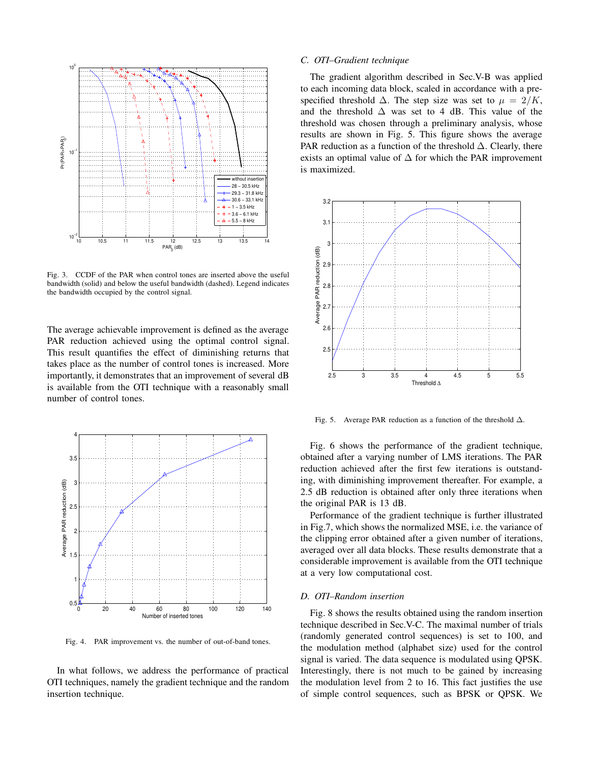Fig. 3. CCDF of the PAR when control tones are inserted above the useful bandwidth (solid) and below the useful bandwidth (dashed). Legend indicates the bandwidth occupied by the control signal.

The average achievable improvement is defined as the average PAR reduction achieved using the optimal control signal. This result quantifies the effect of diminishing returns that takes place as the number of control tones is increased. More importantly, it demonstrates that an improvement of several dB is available from the OTI technique with a reasonably small number of control tones.

Fig. 4. PAR improvement vs. the number of out-of-band tones.

In what follows, we address the performance of practical OTI techniques, namely the gradient technique and the random insertion technique.

### C. OTI–Gradient technique

The gradient algorithm described in Sec.V-B was applied to each incoming data block, scaled in accordance with a pre-specified threshold $\Delta$. The step size was set to $\mu = 2/K$, and the threshold $\Delta$ was set to 4 dB. This value of the threshold was chosen through a preliminary analysis, whose results are shown in Fig. 5. This figure shows the average PAR reduction as a function of the threshold $\Delta$. Clearly, there exists an optimal value of $\Delta$ for which the PAR improvement is maximized.

Fig. 5. Average PAR reduction as a function of the threshold $\Delta$.

Fig. 6 shows the performance of the gradient technique, obtained after a varying number of LMS iterations. The PAR reduction achieved after the first few iterations is outstanding, with diminishing improvement thereafter. For example, a 2.5 dB reduction is obtained after only three iterations when the original PAR is 13 dB.

Performance of the gradient technique is further illustrated in Fig.7, which shows the normalized MSE, i.e. the variance of the clipping error obtained after a given number of iterations, averaged over all data blocks. These results demonstrate that a considerable improvement is available from the OTI technique at a very low computational cost.

### D. OTI–Random insertion

Fig. 8 shows the results obtained using the random insertion technique described in Sec.V-C. The maximal number of trials (randomly generated control sequences) is set to 100, and the modulation method (alphabet size) used for the control signal is varied. The data sequence is modulated using QPSK. Interestingly, there is not much to be gained by increasing the modulation level from 2 to 16. This fact justifies the use of simple control sequences, such as BPSK or QPSK. We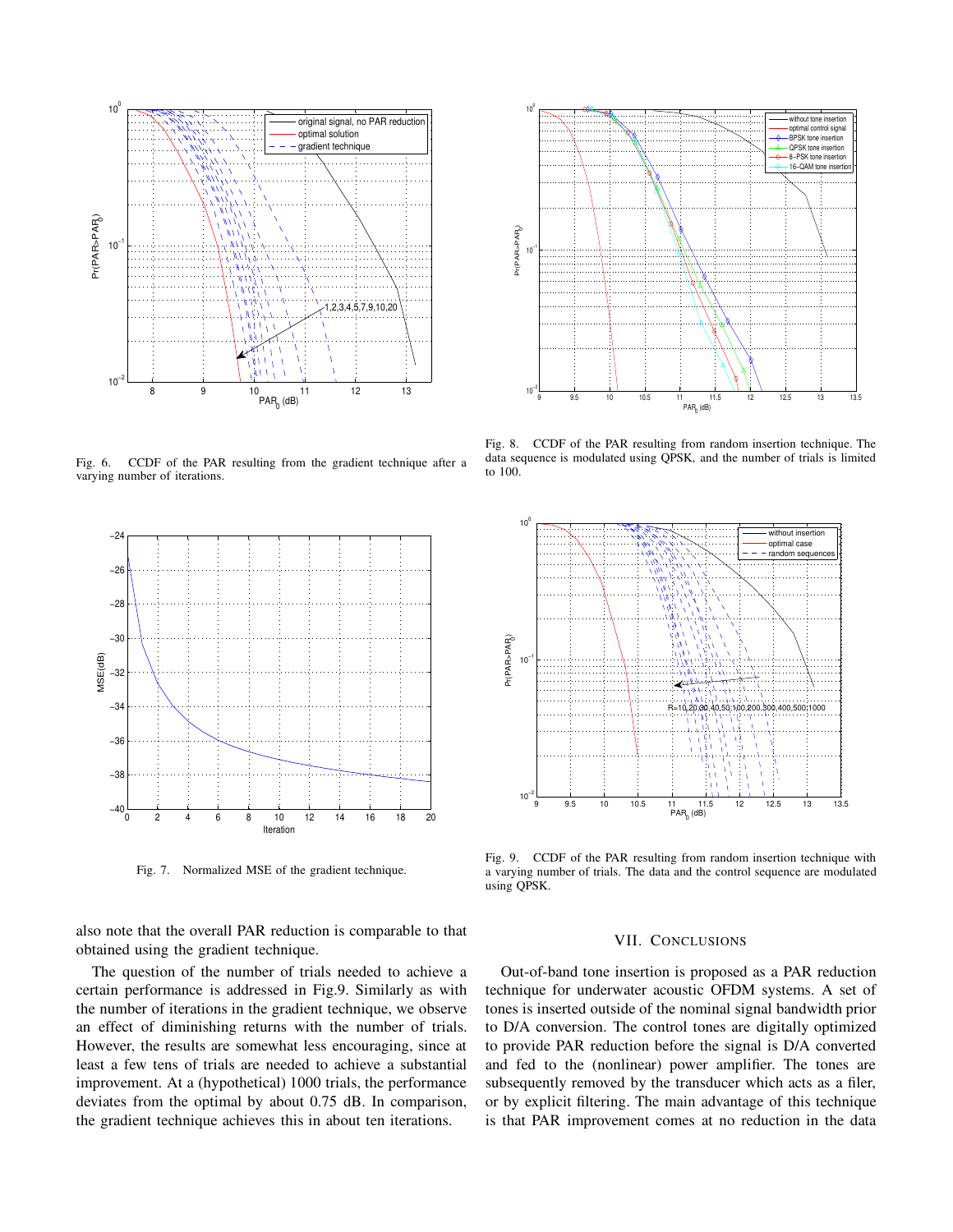Fig. 6. CCDF of the PAR resulting from the gradient technique after a varying number of iterations.

Fig. 8. CCDF of the PAR resulting from random insertion technique. The data sequence is modulated using QPSK, and the number of trials is limited to 100.

Fig. 7. Normalized MSE of the gradient technique.

Fig. 9. CCDF of the PAR resulting from random insertion technique with a varying number of trials. The data and the control sequence are modulated using QPSK.

also note that the overall PAR reduction is comparable to that obtained using the gradient technique.

The question of the number of trials needed to achieve a certain performance is addressed in Fig.9. Similarly as with the number of iterations in the gradient technique, we observe an effect of diminishing returns with the number of trials. However, the results are somewhat less encouraging, since at least a few tens of trials are needed to achieve a substantial improvement. At a (hypothetical) 1000 trials, the performance deviates from the optimal by about 0.75 dB. In comparison, the gradient technique achieves this in about ten iterations.

## VII. Conclusions

Out-of-band tone insertion is proposed as a PAR reduction technique for underwater acoustic OFDM systems. A set of tones is inserted outside of the nominal signal bandwidth prior to D/A conversion. The control tones are digitally optimized to provide PAR reduction before the signal is D/A converted and fed to the (nonlinear) power amplifier. The tones are subsequently removed by the transducer which acts as a filer, or by explicit filtering. The main advantage of this technique is that PAR improvement comes at no reduction in the data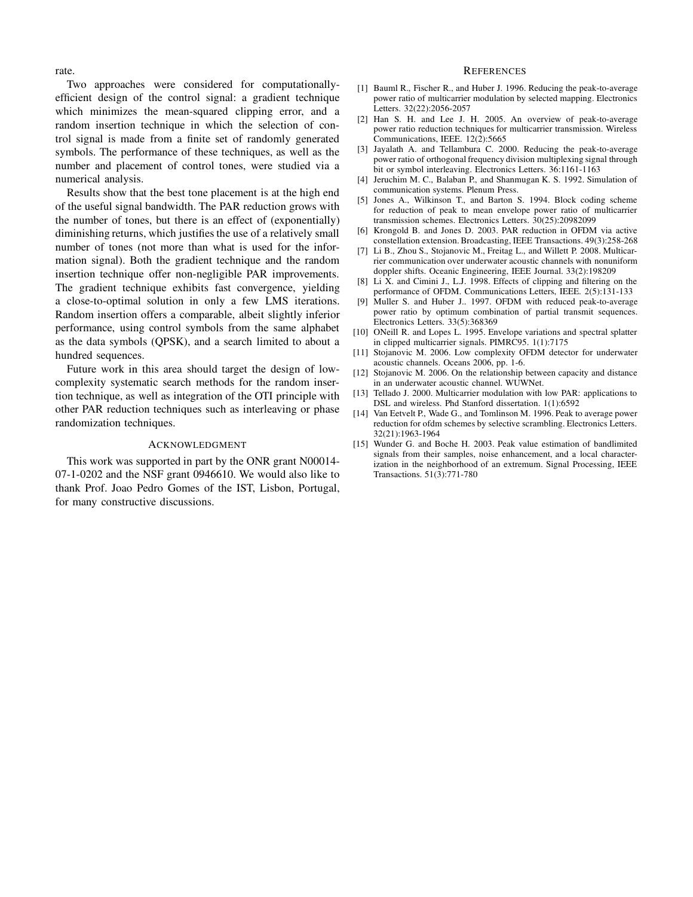rate.

Two approaches were considered for computationally-efficient design of the control signal: a gradient technique which minimizes the mean-squared clipping error, and a random insertion technique in which the selection of control signal is made from a finite set of randomly generated symbols. The performance of these techniques, as well as the number and placement of control tones, were studied via a numerical analysis.

Results show that the best tone placement is at the high end of the useful signal bandwidth. The PAR reduction grows with the number of tones, but there is an effect of (exponentially) diminishing returns, which justifies the use of a relatively small number of tones (not more than what is used for the information signal). Both the gradient technique and the random insertion technique offer non-negligible PAR improvements. The gradient technique exhibits fast convergence, yielding a close-to-optimal solution in only a few LMS iterations. Random insertion offers a comparable, albeit slightly inferior performance, using control symbols from the same alphabet as the data symbols (QPSK), and a search limited to about a hundred sequences.

Future work in this area should target the design of low-complexity systematic search methods for the random insertion technique, as well as integration of the OTI principle with other PAR reduction techniques such as interleaving or phase randomization techniques.

## Acknowledgment

This work was supported in part by the ONR grant N00014-07-1-0202 and the NSF grant 0946610. We would also like to thank Prof. Joao Pedro Gomes of the IST, Lisbon, Portugal, for many constructive discussions.

## References

[1] Bauml R., Fischer R., and Huber J. 1996. Reducing the peak-to-average power ratio of multicarrier modulation by selected mapping. Electronics Letters. 32(22):2056-2057

[2] Han S. H. and Lee J. H. 2005. An overview of peak-to-average power ratio reduction techniques for multicarrier transmission. Wireless Communications, IEEE. 12(2):5665

[3] Jayalath A. and Tellambura C. 2000. Reducing the peak-to-average power ratio of orthogonal frequency division multiplexing signal through bit or symbol interleaving. Electronics Letters. 36:1161-1163

[4] Jeruchim M. C., Balaban P., and Shanmugan K. S. 1992. Simulation of communication systems. Plenum Press.

[5] Jones A., Wilkinson T., and Barton S. 1994. Block coding scheme for reduction of peak to mean envelope power ratio of multicarrier transmission schemes. Electronics Letters. 30(25):20982099

[6] Krongold B. and Jones D. 2003. PAR reduction in OFDM via active constellation extension. Broadcasting, IEEE Transactions. 49(3):258-268

[7] Li B., Zhou S., Stojanovic M., Freitag L., and Willett P. 2008. Multicarrier communication over underwater acoustic channels with nonuniform doppler shifts. Oceanic Engineering, IEEE Journal. 33(2):198209

[8] Li X. and Cimini J., L.J. 1998. Effects of clipping and filtering on the performance of OFDM. Communications Letters, IEEE. 2(5):131-133

[9] Muller S. and Huber J.. 1997. OFDM with reduced peak-to-average power ratio by optimum combination of partial transmit sequences. Electronics Letters. 33(5):368369

[10] ONeill R. and Lopes L. 1995. Envelope variations and spectral splatter in clipped multicarrier signals. PIMRC95. 1(1):7175

[11] Stojanovic M. 2006. Low complexity OFDM detector for underwater acoustic channels. Oceans 2006, pp. 1-6.

[12] Stojanovic M. 2006. On the relationship between capacity and distance in an underwater acoustic channel. WUWNet.

[13] Tellado J. 2000. Multicarrier modulation with low PAR: applications to DSL and wireless. Phd Stanford dissertation. 1(1):6592

[14] Van Eetvelt P., Wade G., and Tomlinson M. 1996. Peak to average power reduction for ofdm schemes by selective scrambling. Electronics Letters. 32(21):1963-1964

[15] Wunder G. and Boche H. 2003. Peak value estimation of bandlimited signals from their samples, noise enhancement, and a local characterization in the neighborhood of an extremum. Signal Processing, IEEE Transactions. 51(3):771-780